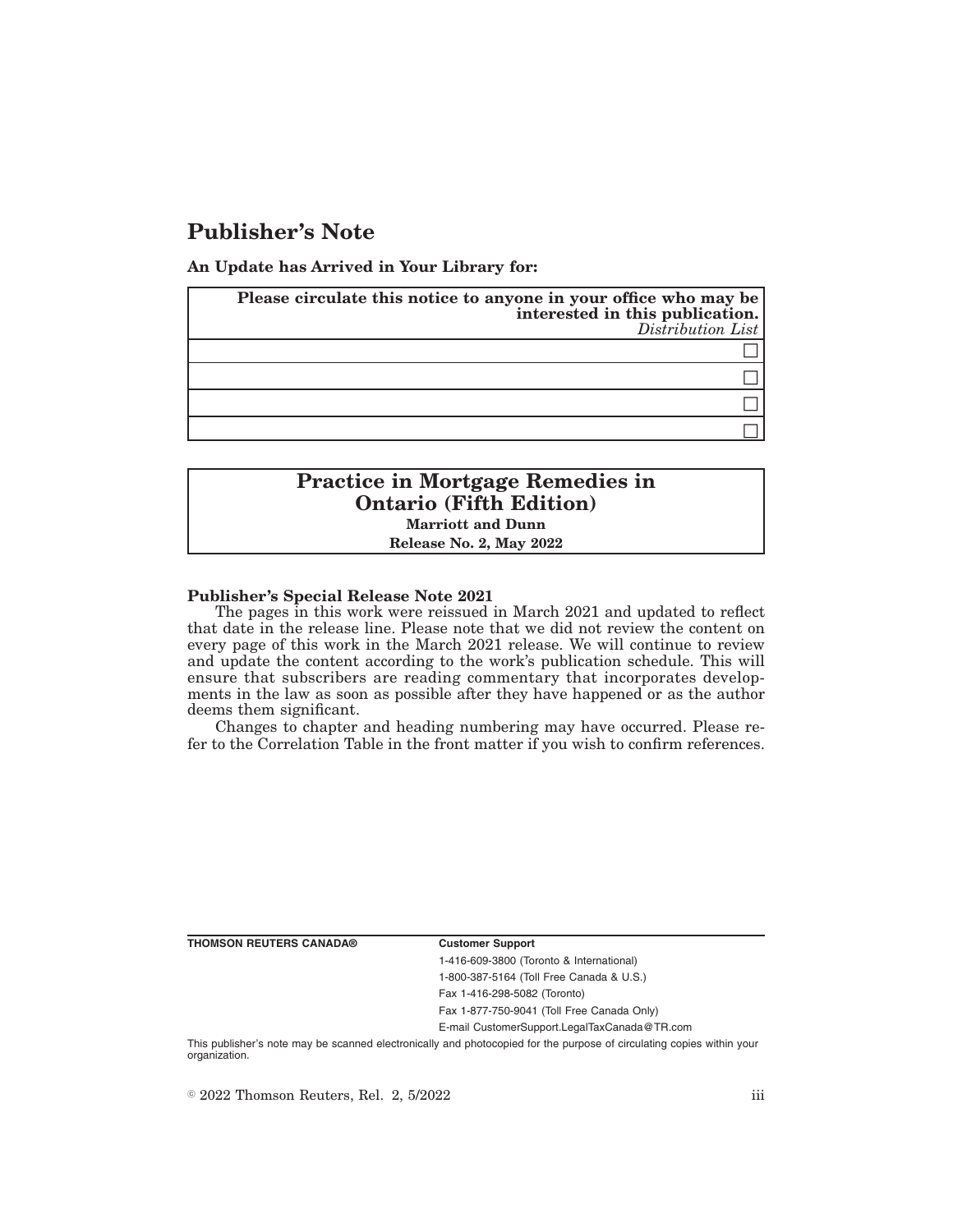# Publisher's Note

**An Update has Arrived in Your Library for:**

| **Please circulate this notice to anyone in your office who may be interested in this publication.** *Distribution List* |
|---|
| ☐ |
| ☐ |
| ☐ |
| ☐ |

## Practice in Mortgage Remedies in Ontario (Fifth Edition)

**Marriott and Dunn**

**Release No. 2, May 2022**

**Publisher's Special Release Note 2021**

The pages in this work were reissued in March 2021 and updated to reflect that date in the release line. Please note that we did not review the content on every page of this work in the March 2021 release. We will continue to review and update the content according to the work's publication schedule. This will ensure that subscribers are reading commentary that incorporates developments in the law as soon as possible after they have happened or as the author deems them significant.

Changes to chapter and heading numbering may have occurred. Please refer to the Correlation Table in the front matter if you wish to confirm references.

**THOMSON REUTERS CANADA®**

**Customer Support**

1-416-609-3800 (Toronto & International)

1-800-387-5164 (Toll Free Canada & U.S.)

Fax 1-416-298-5082 (Toronto)

Fax 1-877-750-9041 (Toll Free Canada Only)

E-mail CustomerSupport.LegalTaxCanada@TR.com

This publisher's note may be scanned electronically and photocopied for the purpose of circulating copies within your organization.

© 2022 Thomson Reuters, Rel. 2, 5/2022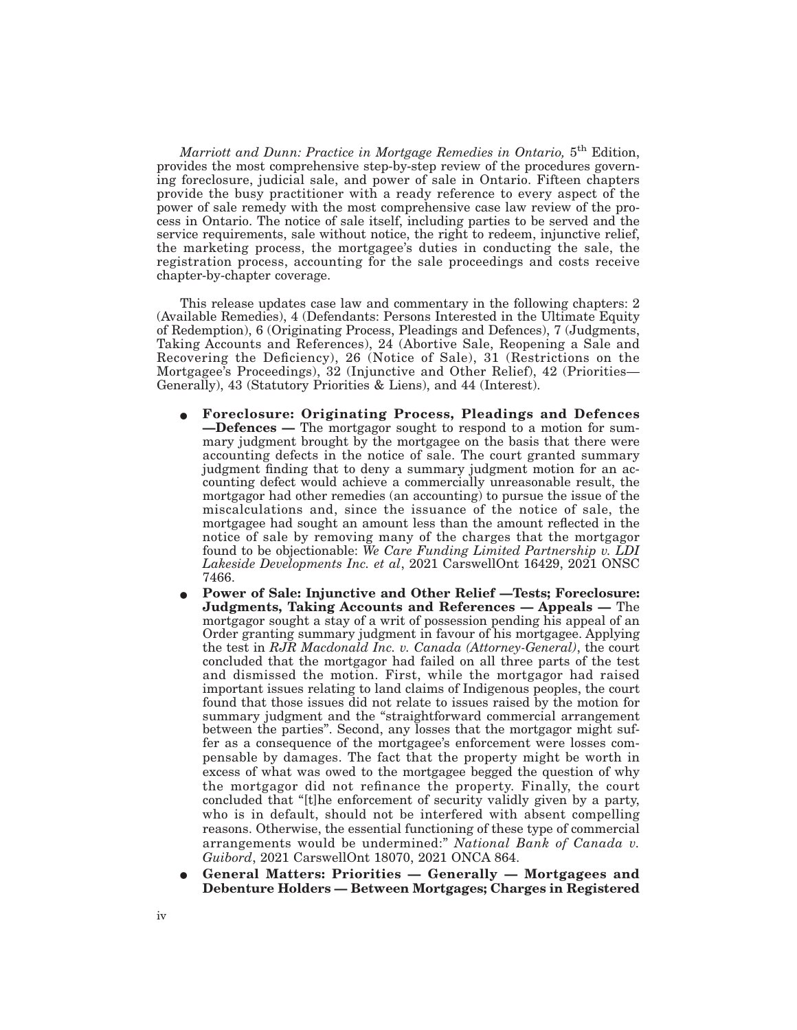*Marriott and Dunn: Practice in Mortgage Remedies in Ontario,* 5th Edition, provides the most comprehensive step-by-step review of the procedures governing foreclosure, judicial sale, and power of sale in Ontario. Fifteen chapters provide the busy practitioner with a ready reference to every aspect of the power of sale remedy with the most comprehensive case law review of the process in Ontario. The notice of sale itself, including parties to be served and the service requirements, sale without notice, the right to redeem, injunctive relief, the marketing process, the mortgagee's duties in conducting the sale, the registration process, accounting for the sale proceedings and costs receive chapter-by-chapter coverage.

This release updates case law and commentary in the following chapters: 2 (Available Remedies), 4 (Defendants: Persons Interested in the Ultimate Equity of Redemption), 6 (Originating Process, Pleadings and Defences), 7 (Judgments, Taking Accounts and References), 24 (Abortive Sale, Reopening a Sale and Recovering the Deficiency), 26 (Notice of Sale), 31 (Restrictions on the Mortgagee's Proceedings), 32 (Injunctive and Other Relief), 42 (Priorities—Generally), 43 (Statutory Priorities & Liens), and 44 (Interest).

- **Foreclosure: Originating Process, Pleadings and Defences —Defences —** The mortgagor sought to respond to a motion for summary judgment brought by the mortgagee on the basis that there were accounting defects in the notice of sale. The court granted summary judgment finding that to deny a summary judgment motion for an accounting defect would achieve a commercially unreasonable result, the mortgagor had other remedies (an accounting) to pursue the issue of the miscalculations and, since the issuance of the notice of sale, the mortgagee had sought an amount less than the amount reflected in the notice of sale by removing many of the charges that the mortgagor found to be objectionable: *We Care Funding Limited Partnership v. LDI Lakeside Developments Inc. et al*, 2021 CarswellOnt 16429, 2021 ONSC 7466.
- **Power of Sale: Injunctive and Other Relief —Tests; Foreclosure: Judgments, Taking Accounts and References — Appeals —** The mortgagor sought a stay of a writ of possession pending his appeal of an Order granting summary judgment in favour of his mortgagee. Applying the test in *RJR Macdonald Inc. v. Canada (Attorney-General)*, the court concluded that the mortgagor had failed on all three parts of the test and dismissed the motion. First, while the mortgagor had raised important issues relating to land claims of Indigenous peoples, the court found that those issues did not relate to issues raised by the motion for summary judgment and the "straightforward commercial arrangement between the parties". Second, any losses that the mortgagor might suffer as a consequence of the mortgagee's enforcement were losses compensable by damages. The fact that the property might be worth in excess of what was owed to the mortgagee begged the question of why the mortgagor did not refinance the property. Finally, the court concluded that "[t]he enforcement of security validly given by a party, who is in default, should not be interfered with absent compelling reasons. Otherwise, the essential functioning of these type of commercial arrangements would be undermined:" *National Bank of Canada v. Guibord*, 2021 CarswellOnt 18070, 2021 ONCA 864.
- **General Matters: Priorities — Generally — Mortgagees and Debenture Holders — Between Mortgages; Charges in Registered**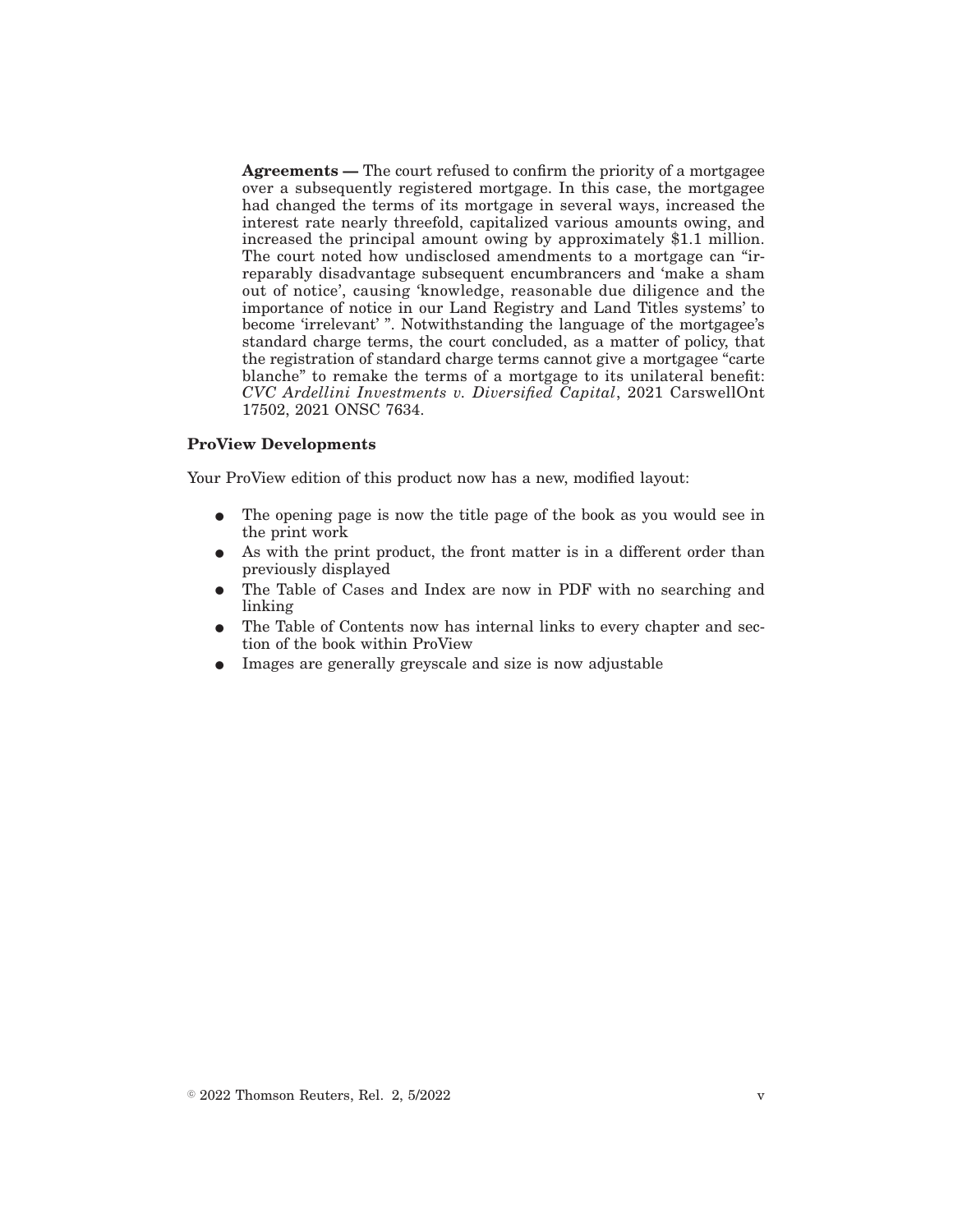**Agreements —** The court refused to confirm the priority of a mortgagee over a subsequently registered mortgage. In this case, the mortgagee had changed the terms of its mortgage in several ways, increased the interest rate nearly threefold, capitalized various amounts owing, and increased the principal amount owing by approximately $1.1 million. The court noted how undisclosed amendments to a mortgage can "irreparably disadvantage subsequent encumbrancers and 'make a sham out of notice', causing 'knowledge, reasonable due diligence and the importance of notice in our Land Registry and Land Titles systems' to become 'irrelevant' ". Notwithstanding the language of the mortgagee's standard charge terms, the court concluded, as a matter of policy, that the registration of standard charge terms cannot give a mortgagee "carte blanche" to remake the terms of a mortgage to its unilateral benefit: *CVC Ardellini Investments v. Diversified Capital*, 2021 CarswellOnt 17502, 2021 ONSC 7634.

**ProView Developments**

Your ProView edition of this product now has a new, modified layout:

- The opening page is now the title page of the book as you would see in the print work
- As with the print product, the front matter is in a different order than previously displayed
- The Table of Cases and Index are now in PDF with no searching and linking
- The Table of Contents now has internal links to every chapter and section of the book within ProView
- Images are generally greyscale and size is now adjustable